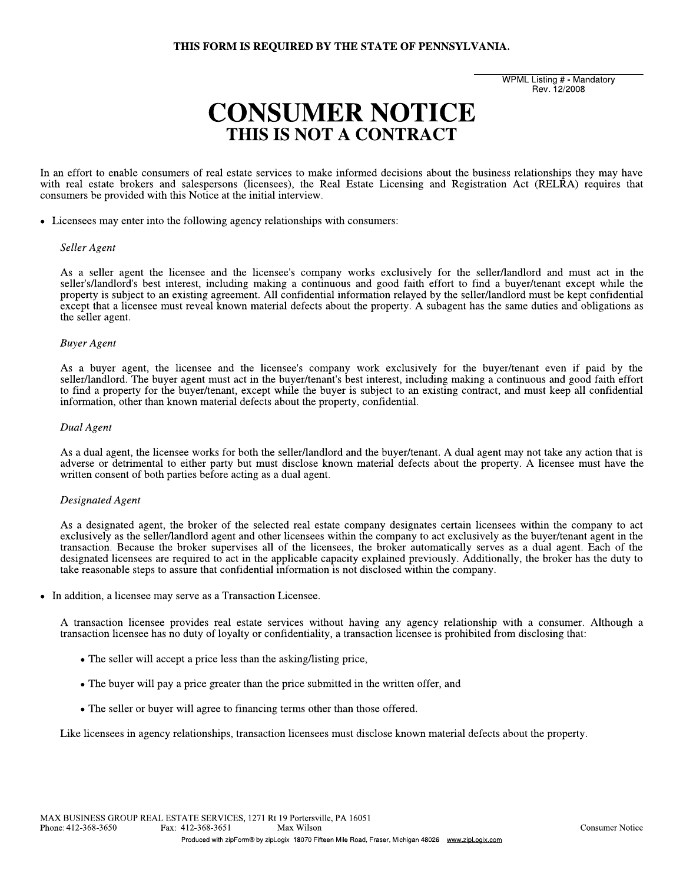**THIS FORM IS REQUIRED BY THE STATE OF PENNSYLVANIA.**

WPML Listing # - Mandatory
Rev. 12/2008

# CONSUMER NOTICE
## THIS IS NOT A CONTRACT

In an effort to enable consumers of real estate services to make informed decisions about the business relationships they may have with real estate brokers and salespersons (licensees), the Real Estate Licensing and Registration Act (RELRA) requires that consumers be provided with this Notice at the initial interview.

- Licensees may enter into the following agency relationships with consumers:

  *Seller Agent*

  As a seller agent the licensee and the licensee's company works exclusively for the seller/landlord and must act in the seller's/landlord's best interest, including making a continuous and good faith effort to find a buyer/tenant except while the property is subject to an existing agreement. All confidential information relayed by the seller/landlord must be kept confidential except that a licensee must reveal known material defects about the property. A subagent has the same duties and obligations as the seller agent.

  *Buyer Agent*

  As a buyer agent, the licensee and the licensee's company work exclusively for the buyer/tenant even if paid by the seller/landlord. The buyer agent must act in the buyer/tenant's best interest, including making a continuous and good faith effort to find a property for the buyer/tenant, except while the buyer is subject to an existing contract, and must keep all confidential information, other than known material defects about the property, confidential.

  *Dual Agent*

  As a dual agent, the licensee works for both the seller/landlord and the buyer/tenant. A dual agent may not take any action that is adverse or detrimental to either party but must disclose known material defects about the property. A licensee must have the written consent of both parties before acting as a dual agent.

  *Designated Agent*

  As a designated agent, the broker of the selected real estate company designates certain licensees within the company to act exclusively as the seller/landlord agent and other licensees within the company to act exclusively as the buyer/tenant agent in the transaction. Because the broker supervises all of the licensees, the broker automatically serves as a dual agent. Each of the designated licensees are required to act in the applicable capacity explained previously. Additionally, the broker has the duty to take reasonable steps to assure that confidential information is not disclosed within the company.

- In addition, a licensee may serve as a Transaction Licensee.

  A transaction licensee provides real estate services without having any agency relationship with a consumer. Although a transaction licensee has no duty of loyalty or confidentiality, a transaction licensee is prohibited from disclosing that:

  - The seller will accept a price less than the asking/listing price,
  - The buyer will pay a price greater than the price submitted in the written offer, and
  - The seller or buyer will agree to financing terms other than those offered.

  Like licensees in agency relationships, transaction licensees must disclose known material defects about the property.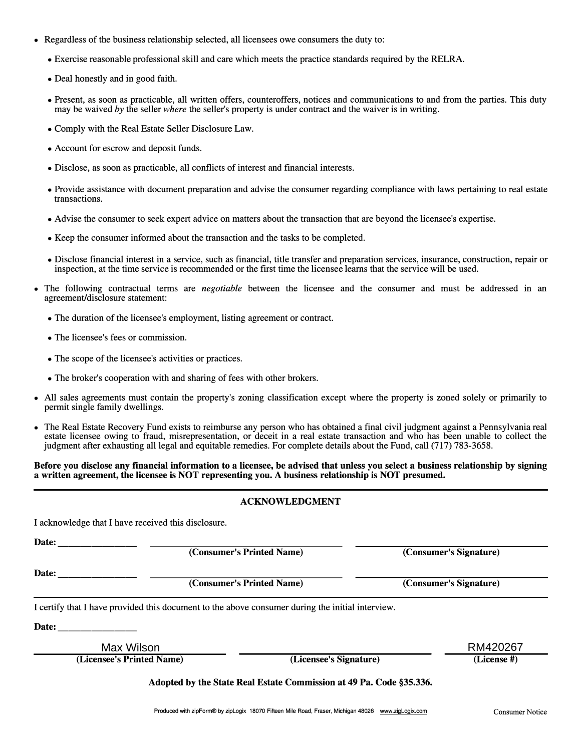- Regardless of the business relationship selected, all licensees owe consumers the duty to:
  - Exercise reasonable professional skill and care which meets the practice standards required by the RELRA.
  - Deal honestly and in good faith.
  - Present, as soon as practicable, all written offers, counteroffers, notices and communications to and from the parties. This duty may be waived *by* the seller *where* the seller's property is under contract and the waiver is in writing.
  - Comply with the Real Estate Seller Disclosure Law.
  - Account for escrow and deposit funds.
  - Disclose, as soon as practicable, all conflicts of interest and financial interests.
  - Provide assistance with document preparation and advise the consumer regarding compliance with laws pertaining to real estate transactions.
  - Advise the consumer to seek expert advice on matters about the transaction that are beyond the licensee's expertise.
  - Keep the consumer informed about the transaction and the tasks to be completed.
  - Disclose financial interest in a service, such as financial, title transfer and preparation services, insurance, construction, repair or inspection, at the time service is recommended or the first time the licensee learns that the service will be used.
- The following contractual terms are *negotiable* between the licensee and the consumer and must be addressed in an agreement/disclosure statement:
  - The duration of the licensee's employment, listing agreement or contract.
  - The licensee's fees or commission.
  - The scope of the licensee's activities or practices.
  - The broker's cooperation with and sharing of fees with other brokers.
- All sales agreements must contain the property's zoning classification except where the property is zoned solely or primarily to permit single family dwellings.
- The Real Estate Recovery Fund exists to reimburse any person who has obtained a final civil judgment against a Pennsylvania real estate licensee owing to fraud, misrepresentation, or deceit in a real estate transaction and who has been unable to collect the judgment after exhausting all legal and equitable remedies. For complete details about the Fund, call (717) 783-3658.

**Before you disclose any financial information to a licensee, be advised that unless you select a business relationship by signing a written agreement, the licensee is NOT representing you. A business relationship is NOT presumed.**

---

**ACKNOWLEDGMENT**

I acknowledge that I have received this disclosure.

**Date:** ________________ ______________________ **(Consumer's Printed Name)** ______________________ **(Consumer's Signature)**

**Date:** ________________ ______________________ **(Consumer's Printed Name)** ______________________ **(Consumer's Signature)**

---

I certify that I have provided this document to the above consumer during the initial interview.

**Date:** ________________

Max Wilson **(Licensee's Printed Name)** ______________________ **(Licensee's Signature)** RM420267 **(License #)**

**Adopted by the State Real Estate Commission at 49 Pa. Code §35.336.**

Produced with zipForm® by zipLogix 18070 Fifteen Mile Road, Fraser, Michigan 48026 www.zipLogix.com

Consumer Notice